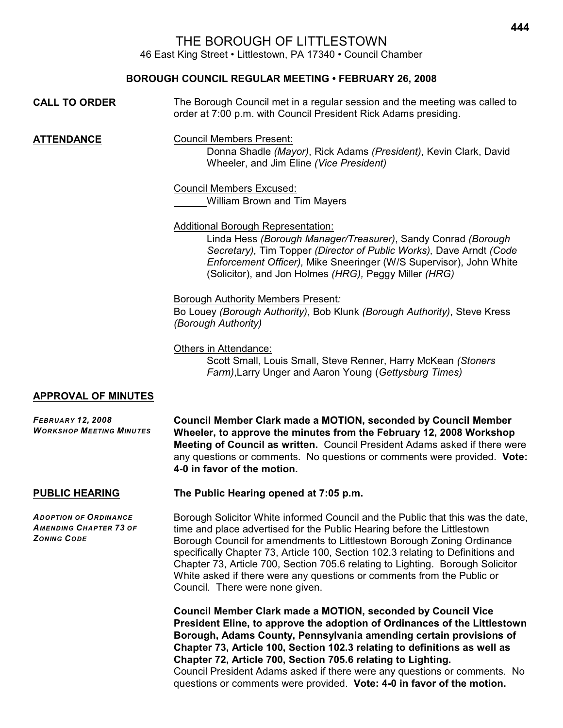# THE BOROUGH OF LITTLESTOWN

46 East King Street • Littlestown, PA 17340 • Council Chamber

## BOROUGH COUNCIL REGULAR MEETING • FEBRUARY 26, 2008

**CALL TO ORDER**

The Borough Council met in a regular session and the meeting was called to order at 7:00 p.m. with Council President Rick Adams presiding.

**ATTENDANCE**

Council Members Present:
Donna Shadle *(Mayor)*, Rick Adams *(President)*, Kevin Clark, David Wheeler, and Jim Eline *(Vice President)*

Council Members Excused:
William Brown and Tim Mayers

Additional Borough Representation:
Linda Hess *(Borough Manager/Treasurer)*, Sandy Conrad *(Borough Secretary),* Tim Topper *(Director of Public Works),* Dave Arndt *(Code Enforcement Officer),* Mike Sneeringer (W/S Supervisor), John White (Solicitor), and Jon Holmes *(HRG),* Peggy Miller *(HRG)*

Borough Authority Members Present*:*
Bo Louey *(Borough Authority)*, Bob Klunk *(Borough Authority)*, Steve Kress *(Borough Authority)*

Others in Attendance:
Scott Small, Louis Small, Steve Renner, Harry McKean *(Stoners Farm)*,Larry Unger and Aaron Young (*Gettysburg Times)*

**APPROVAL OF MINUTES**

*FEBRUARY 12, 2008 WORKSHOP MEETING MINUTES*

**Council Member Clark made a MOTION, seconded by Council Member Wheeler, to approve the minutes from the February 12, 2008 Workshop Meeting of Council as written.** Council President Adams asked if there were any questions or comments. No questions or comments were provided. **Vote: 4-0 in favor of the motion.**

**PUBLIC HEARING**

**The Public Hearing opened at 7:05 p.m.**

*ADOPTION OF ORDINANCE AMENDING CHAPTER 73 OF ZONING CODE*

Borough Solicitor White informed Council and the Public that this was the date, time and place advertised for the Public Hearing before the Littlestown Borough Council for amendments to Littlestown Borough Zoning Ordinance specifically Chapter 73, Article 100, Section 102.3 relating to Definitions and Chapter 73, Article 700, Section 705.6 relating to Lighting. Borough Solicitor White asked if there were any questions or comments from the Public or Council. There were none given.

**Council Member Clark made a MOTION, seconded by Council Vice President Eline, to approve the adoption of Ordinances of the Littlestown Borough, Adams County, Pennsylvania amending certain provisions of Chapter 73, Article 100, Section 102.3 relating to definitions as well as Chapter 72, Article 700, Section 705.6 relating to Lighting.**
Council President Adams asked if there were any questions or comments. No questions or comments were provided. **Vote: 4-0 in favor of the motion.**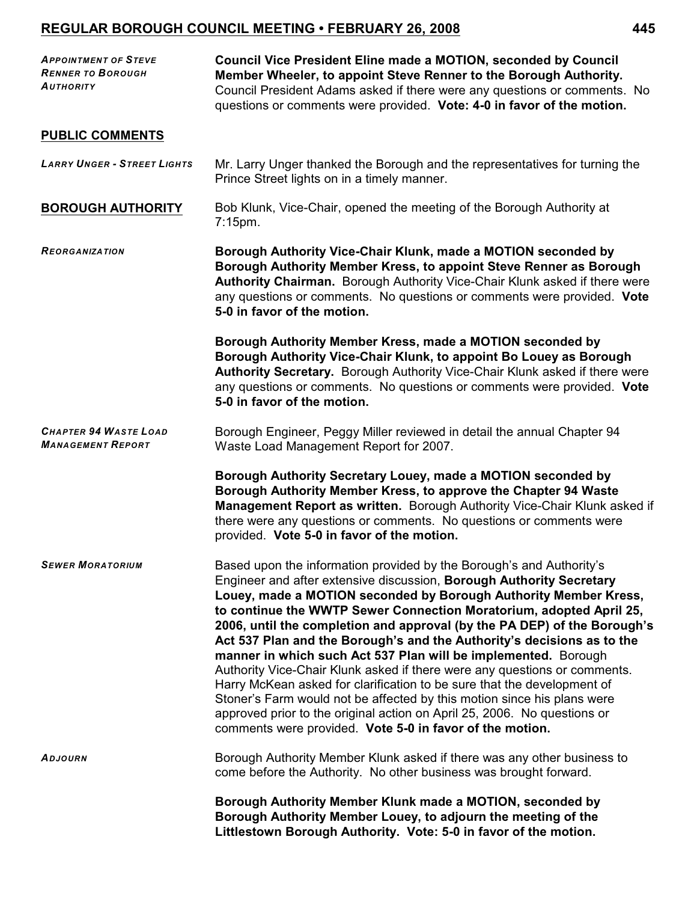*APPOINTMENT OF STEVE RENNER TO BOROUGH AUTHORITY*

**Council Vice President Eline made a MOTION, seconded by Council Member Wheeler, to appoint Steve Renner to the Borough Authority.** Council President Adams asked if there were any questions or comments. No questions or comments were provided. **Vote: 4-0 in favor of the motion.**

## PUBLIC COMMENTS

*LARRY UNGER - STREET LIGHTS*

Mr. Larry Unger thanked the Borough and the representatives for turning the Prince Street lights on in a timely manner.

## BOROUGH AUTHORITY

Bob Klunk, Vice-Chair, opened the meeting of the Borough Authority at 7:15pm.

*REORGANIZATION*

**Borough Authority Vice-Chair Klunk, made a MOTION seconded by Borough Authority Member Kress, to appoint Steve Renner as Borough Authority Chairman.** Borough Authority Vice-Chair Klunk asked if there were any questions or comments. No questions or comments were provided. **Vote 5-0 in favor of the motion.**

**Borough Authority Member Kress, made a MOTION seconded by Borough Authority Vice-Chair Klunk, to appoint Bo Louey as Borough Authority Secretary.** Borough Authority Vice-Chair Klunk asked if there were any questions or comments. No questions or comments were provided. **Vote 5-0 in favor of the motion.**

*CHAPTER 94 WASTE LOAD MANAGEMENT REPORT*

Borough Engineer, Peggy Miller reviewed in detail the annual Chapter 94 Waste Load Management Report for 2007.

**Borough Authority Secretary Louey, made a MOTION seconded by Borough Authority Member Kress, to approve the Chapter 94 Waste Management Report as written.** Borough Authority Vice-Chair Klunk asked if there were any questions or comments. No questions or comments were provided. **Vote 5-0 in favor of the motion.**

*SEWER MORATORIUM*

Based upon the information provided by the Borough's and Authority's Engineer and after extensive discussion, **Borough Authority Secretary Louey, made a MOTION seconded by Borough Authority Member Kress, to continue the WWTP Sewer Connection Moratorium, adopted April 25, 2006, until the completion and approval (by the PA DEP) of the Borough's Act 537 Plan and the Borough's and the Authority's decisions as to the manner in which such Act 537 Plan will be implemented.** Borough Authority Vice-Chair Klunk asked if there were any questions or comments. Harry McKean asked for clarification to be sure that the development of Stoner's Farm would not be affected by this motion since his plans were approved prior to the original action on April 25, 2006. No questions or comments were provided. **Vote 5-0 in favor of the motion.**

*ADJOURN*

Borough Authority Member Klunk asked if there was any other business to come before the Authority. No other business was brought forward.

**Borough Authority Member Klunk made a MOTION, seconded by Borough Authority Member Louey, to adjourn the meeting of the Littlestown Borough Authority. Vote: 5-0 in favor of the motion.**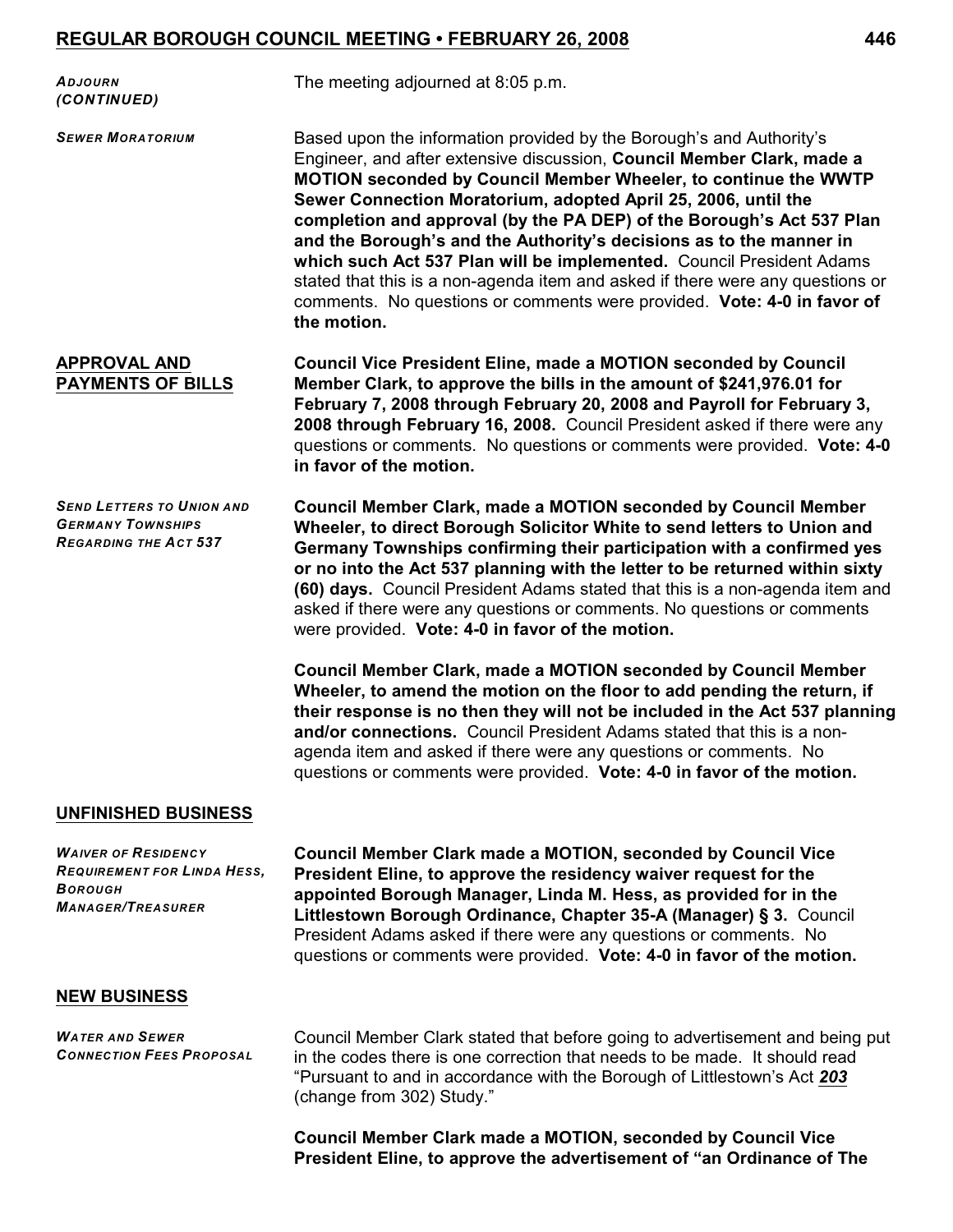*ADJOURN (CONTINUED)*

The meeting adjourned at 8:05 p.m.

*SEWER MORATORIUM*

Based upon the information provided by the Borough's and Authority's Engineer, and after extensive discussion, **Council Member Clark, made a MOTION seconded by Council Member Wheeler, to continue the WWTP Sewer Connection Moratorium, adopted April 25, 2006, until the completion and approval (by the PA DEP) of the Borough's Act 537 Plan and the Borough's and the Authority's decisions as to the manner in which such Act 537 Plan will be implemented.** Council President Adams stated that this is a non-agenda item and asked if there were any questions or comments. No questions or comments were provided. **Vote: 4-0 in favor of the motion.**

## APPROVAL AND PAYMENTS OF BILLS

**Council Vice President Eline, made a MOTION seconded by Council Member Clark, to approve the bills in the amount of $241,976.01 for February 7, 2008 through February 20, 2008 and Payroll for February 3, 2008 through February 16, 2008.** Council President asked if there were any questions or comments. No questions or comments were provided. **Vote: 4-0 in favor of the motion.**

*SEND LETTERS TO UNION AND GERMANY TOWNSHIPS REGARDING THE ACT 537*

**Council Member Clark, made a MOTION seconded by Council Member Wheeler, to direct Borough Solicitor White to send letters to Union and Germany Townships confirming their participation with a confirmed yes or no into the Act 537 planning with the letter to be returned within sixty (60) days.** Council President Adams stated that this is a non-agenda item and asked if there were any questions or comments. No questions or comments were provided. **Vote: 4-0 in favor of the motion.**

**Council Member Clark, made a MOTION seconded by Council Member Wheeler, to amend the motion on the floor to add pending the return, if their response is no then they will not be included in the Act 537 planning and/or connections.** Council President Adams stated that this is a non-agenda item and asked if there were any questions or comments. No questions or comments were provided. **Vote: 4-0 in favor of the motion.**

## UNFINISHED BUSINESS

*WAIVER OF RESIDENCY REQUIREMENT FOR LINDA HESS, BOROUGH MANAGER/TREASURER*

**Council Member Clark made a MOTION, seconded by Council Vice President Eline, to approve the residency waiver request for the appointed Borough Manager, Linda M. Hess, as provided for in the Littlestown Borough Ordinance, Chapter 35-A (Manager) § 3.** Council President Adams asked if there were any questions or comments. No questions or comments were provided. **Vote: 4-0 in favor of the motion.**

## NEW BUSINESS

*WATER AND SEWER CONNECTION FEES PROPOSAL*

Council Member Clark stated that before going to advertisement and being put in the codes there is one correction that needs to be made. It should read "Pursuant to and in accordance with the Borough of Littlestown's Act ***203*** (change from 302) Study."

**Council Member Clark made a MOTION, seconded by Council Vice President Eline, to approve the advertisement of "an Ordinance of The**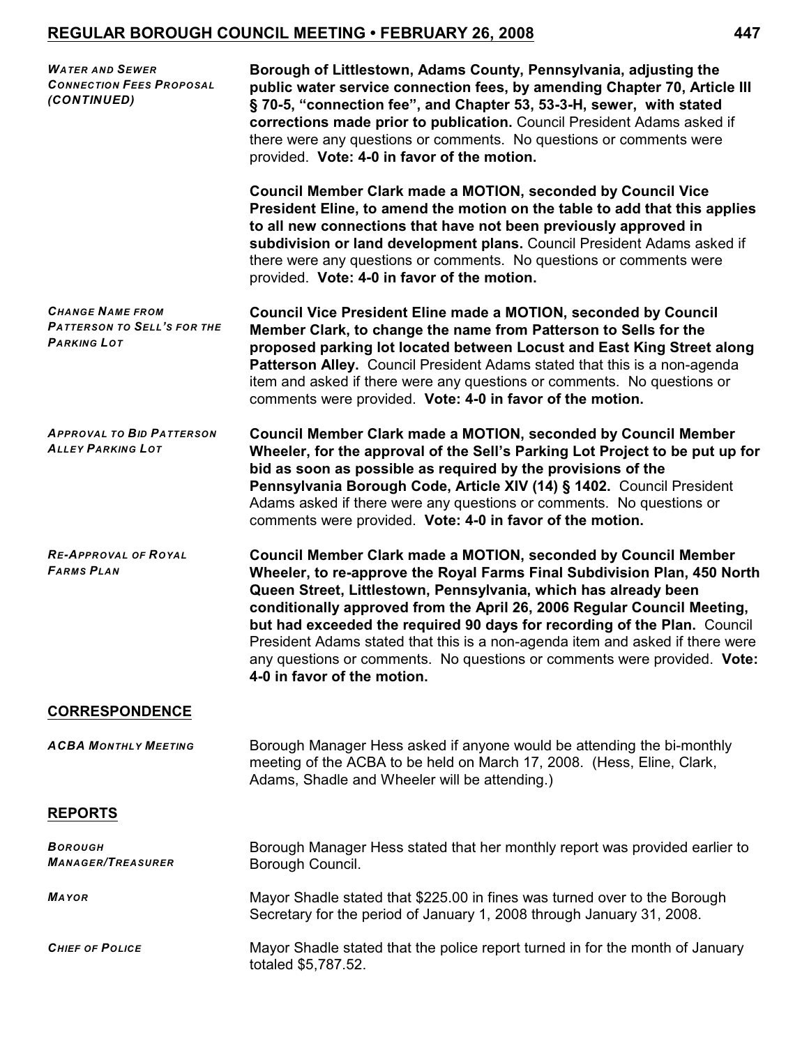*WATER AND SEWER CONNECTION FEES PROPOSAL (CONTINUED)*

**Borough of Littlestown, Adams County, Pennsylvania, adjusting the public water service connection fees, by amending Chapter 70, Article III § 70-5, "connection fee", and Chapter 53, 53-3-H, sewer, with stated corrections made prior to publication.** Council President Adams asked if there were any questions or comments. No questions or comments were provided. **Vote: 4-0 in favor of the motion.**

**Council Member Clark made a MOTION, seconded by Council Vice President Eline, to amend the motion on the table to add that this applies to all new connections that have not been previously approved in subdivision or land development plans.** Council President Adams asked if there were any questions or comments. No questions or comments were provided. **Vote: 4-0 in favor of the motion.**

*CHANGE NAME FROM PATTERSON TO SELL'S FOR THE PARKING LOT*

**Council Vice President Eline made a MOTION, seconded by Council Member Clark, to change the name from Patterson to Sells for the proposed parking lot located between Locust and East King Street along Patterson Alley.** Council President Adams stated that this is a non-agenda item and asked if there were any questions or comments. No questions or comments were provided. **Vote: 4-0 in favor of the motion.**

*APPROVAL TO BID PATTERSON ALLEY PARKING LOT*

**Council Member Clark made a MOTION, seconded by Council Member Wheeler, for the approval of the Sell's Parking Lot Project to be put up for bid as soon as possible as required by the provisions of the Pennsylvania Borough Code, Article XIV (14) § 1402.** Council President Adams asked if there were any questions or comments. No questions or comments were provided. **Vote: 4-0 in favor of the motion.**

*RE-APPROVAL OF ROYAL FARMS PLAN*

**Council Member Clark made a MOTION, seconded by Council Member Wheeler, to re-approve the Royal Farms Final Subdivision Plan, 450 North Queen Street, Littlestown, Pennsylvania, which has already been conditionally approved from the April 26, 2006 Regular Council Meeting, but had exceeded the required 90 days for recording of the Plan.** Council President Adams stated that this is a non-agenda item and asked if there were any questions or comments. No questions or comments were provided. **Vote: 4-0 in favor of the motion.**

## CORRESPONDENCE

*ACBA MONTHLY MEETING*

Borough Manager Hess asked if anyone would be attending the bi-monthly meeting of the ACBA to be held on March 17, 2008. (Hess, Eline, Clark, Adams, Shadle and Wheeler will be attending.)

## REPORTS

*BOROUGH MANAGER/TREASURER*

Borough Manager Hess stated that her monthly report was provided earlier to Borough Council.

*MAYOR*

Mayor Shadle stated that $225.00 in fines was turned over to the Borough Secretary for the period of January 1, 2008 through January 31, 2008.

*CHIEF OF POLICE*

Mayor Shadle stated that the police report turned in for the month of January totaled $5,787.52.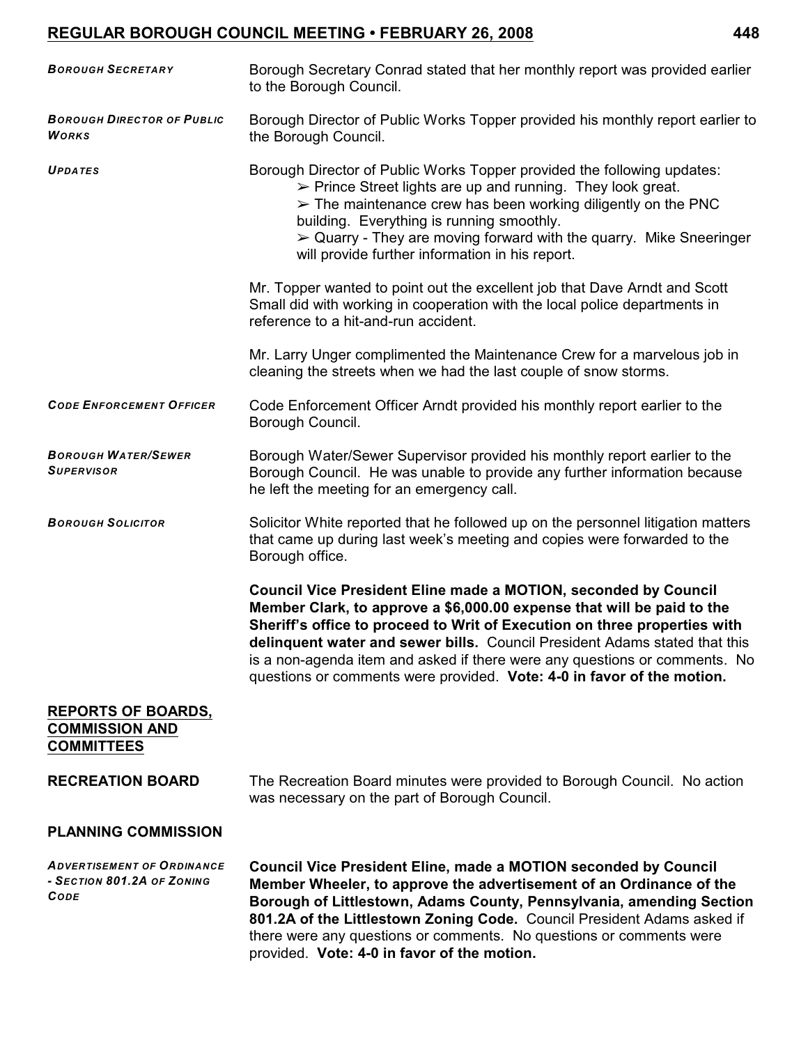***Borough Secretary***

Borough Secretary Conrad stated that her monthly report was provided earlier to the Borough Council.

***Borough Director of Public Works***

Borough Director of Public Works Topper provided his monthly report earlier to the Borough Council.

***Updates***

Borough Director of Public Works Topper provided the following updates:

- ➢ Prince Street lights are up and running. They look great.
- ➢ The maintenance crew has been working diligently on the PNC building. Everything is running smoothly.
- ➢ Quarry - They are moving forward with the quarry. Mike Sneeringer will provide further information in his report.

Mr. Topper wanted to point out the excellent job that Dave Arndt and Scott Small did with working in cooperation with the local police departments in reference to a hit-and-run accident.

Mr. Larry Unger complimented the Maintenance Crew for a marvelous job in cleaning the streets when we had the last couple of snow storms.

***Code Enforcement Officer***

Code Enforcement Officer Arndt provided his monthly report earlier to the Borough Council.

***Borough Water/Sewer Supervisor***

Borough Water/Sewer Supervisor provided his monthly report earlier to the Borough Council. He was unable to provide any further information because he left the meeting for an emergency call.

***Borough Solicitor***

Solicitor White reported that he followed up on the personnel litigation matters that came up during last week's meeting and copies were forwarded to the Borough office.

**Council Vice President Eline made a MOTION, seconded by Council Member Clark, to approve a $6,000.00 expense that will be paid to the Sheriff's office to proceed to Writ of Execution on three properties with delinquent water and sewer bills.** Council President Adams stated that this is a non-agenda item and asked if there were any questions or comments. No questions or comments were provided. **Vote: 4-0 in favor of the motion.**

## REPORTS OF BOARDS, COMMISSION AND COMMITTEES

### RECREATION BOARD

The Recreation Board minutes were provided to Borough Council. No action was necessary on the part of Borough Council.

### PLANNING COMMISSION

***Advertisement of Ordinance - Section 801.2A of Zoning Code***

**Council Vice President Eline, made a MOTION seconded by Council Member Wheeler, to approve the advertisement of an Ordinance of the Borough of Littlestown, Adams County, Pennsylvania, amending Section 801.2A of the Littlestown Zoning Code.** Council President Adams asked if there were any questions or comments. No questions or comments were provided. **Vote: 4-0 in favor of the motion.**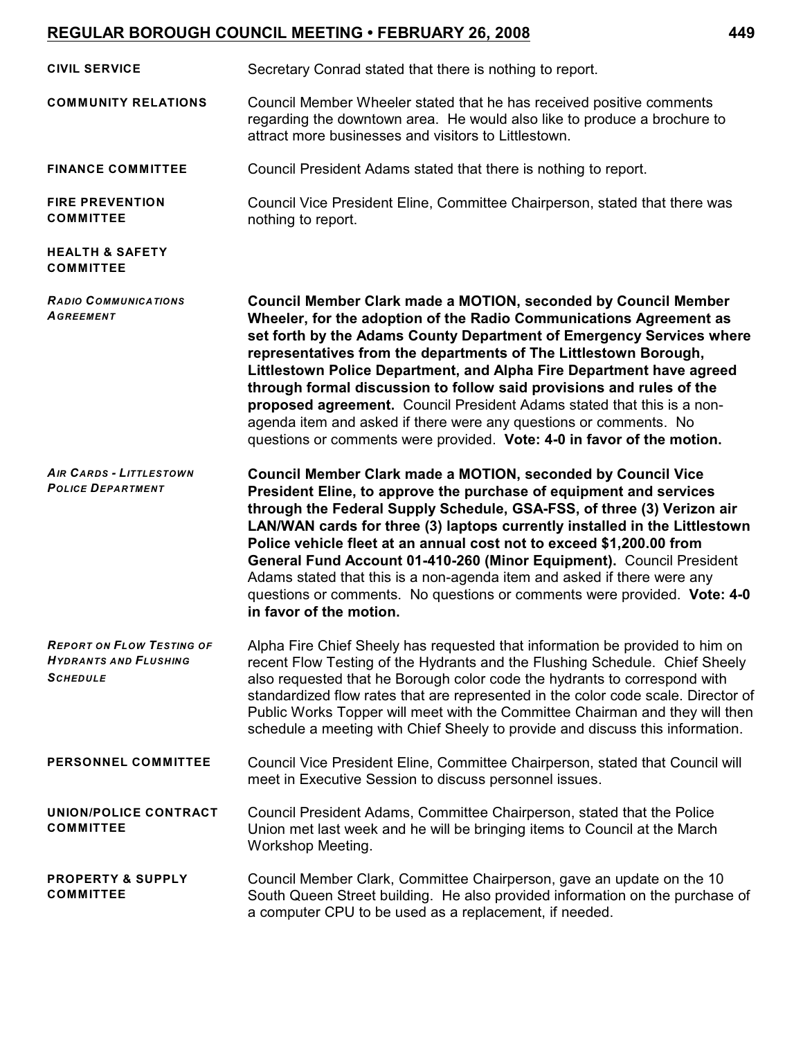**CIVIL SERVICE**

Secretary Conrad stated that there is nothing to report.

**COMMUNITY RELATIONS**

Council Member Wheeler stated that he has received positive comments regarding the downtown area. He would also like to produce a brochure to attract more businesses and visitors to Littlestown.

**FINANCE COMMITTEE**

Council President Adams stated that there is nothing to report.

**FIRE PREVENTION COMMITTEE**

Council Vice President Eline, Committee Chairperson, stated that there was nothing to report.

**HEALTH & SAFETY COMMITTEE**

***RADIO COMMUNICATIONS AGREEMENT***

**Council Member Clark made a MOTION, seconded by Council Member Wheeler, for the adoption of the Radio Communications Agreement as set forth by the Adams County Department of Emergency Services where representatives from the departments of The Littlestown Borough, Littlestown Police Department, and Alpha Fire Department have agreed through formal discussion to follow said provisions and rules of the proposed agreement.** Council President Adams stated that this is a non-agenda item and asked if there were any questions or comments. No questions or comments were provided. **Vote: 4-0 in favor of the motion.**

***AIR CARDS - LITTLESTOWN POLICE DEPARTMENT***

**Council Member Clark made a MOTION, seconded by Council Vice President Eline, to approve the purchase of equipment and services through the Federal Supply Schedule, GSA-FSS, of three (3) Verizon air LAN/WAN cards for three (3) laptops currently installed in the Littlestown Police vehicle fleet at an annual cost not to exceed $1,200.00 from General Fund Account 01-410-260 (Minor Equipment).** Council President Adams stated that this is a non-agenda item and asked if there were any questions or comments. No questions or comments were provided. **Vote: 4-0 in favor of the motion.**

***REPORT ON FLOW TESTING OF HYDRANTS AND FLUSHING SCHEDULE***

Alpha Fire Chief Sheely has requested that information be provided to him on recent Flow Testing of the Hydrants and the Flushing Schedule. Chief Sheely also requested that he Borough color code the hydrants to correspond with standardized flow rates that are represented in the color code scale. Director of Public Works Topper will meet with the Committee Chairman and they will then schedule a meeting with Chief Sheely to provide and discuss this information.

**PERSONNEL COMMITTEE**

Council Vice President Eline, Committee Chairperson, stated that Council will meet in Executive Session to discuss personnel issues.

**UNION/POLICE CONTRACT COMMITTEE**

Council President Adams, Committee Chairperson, stated that the Police Union met last week and he will be bringing items to Council at the March Workshop Meeting.

**PROPERTY & SUPPLY COMMITTEE**

Council Member Clark, Committee Chairperson, gave an update on the 10 South Queen Street building. He also provided information on the purchase of a computer CPU to be used as a replacement, if needed.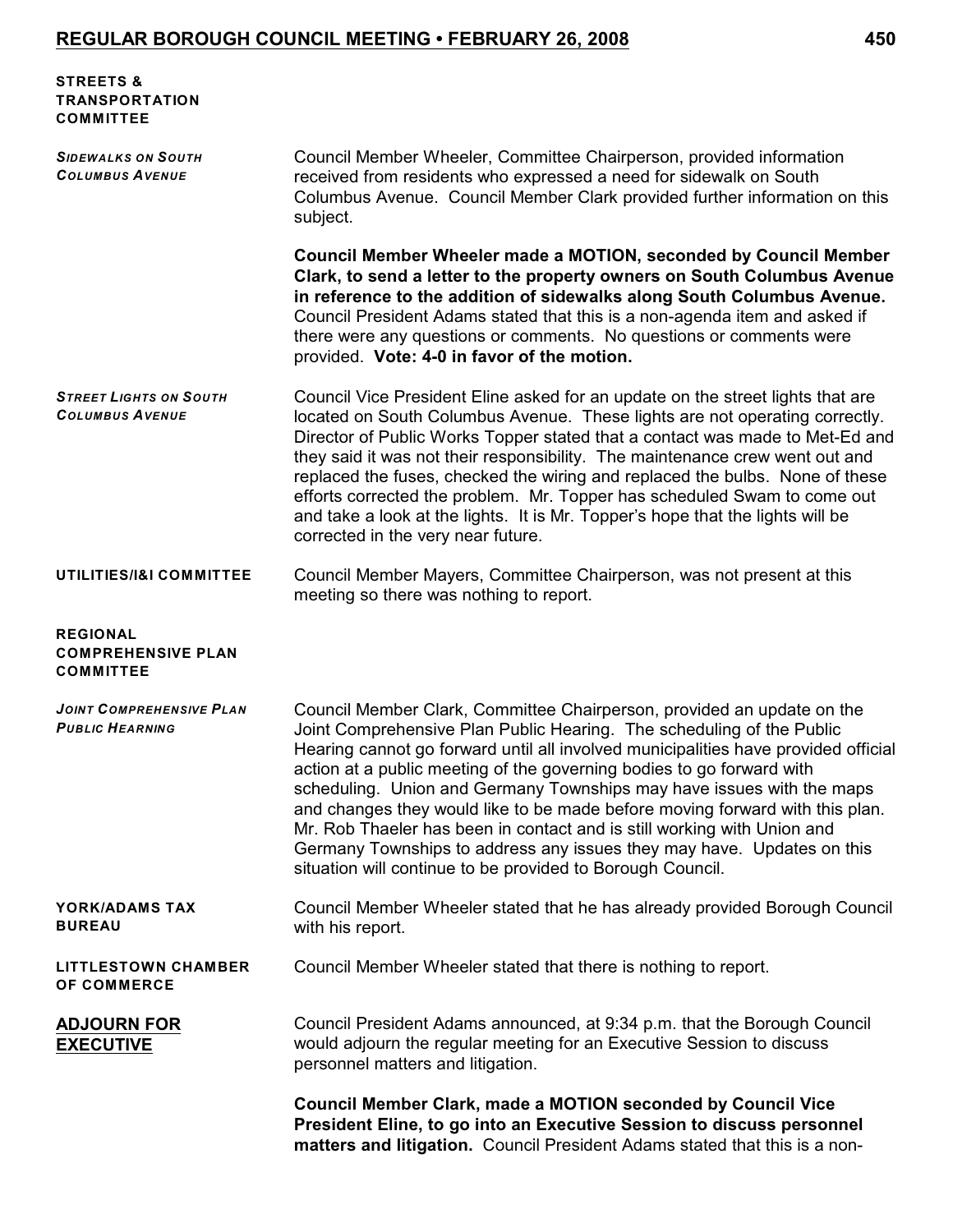## STREETS & TRANSPORTATION COMMITTEE

***SIDEWALKS ON SOUTH COLUMBUS AVENUE***

Council Member Wheeler, Committee Chairperson, provided information received from residents who expressed a need for sidewalk on South Columbus Avenue. Council Member Clark provided further information on this subject.

**Council Member Wheeler made a MOTION, seconded by Council Member Clark, to send a letter to the property owners on South Columbus Avenue in reference to the addition of sidewalks along South Columbus Avenue.** Council President Adams stated that this is a non-agenda item and asked if there were any questions or comments. No questions or comments were provided. **Vote: 4-0 in favor of the motion.**

***STREET LIGHTS ON SOUTH COLUMBUS AVENUE***

Council Vice President Eline asked for an update on the street lights that are located on South Columbus Avenue. These lights are not operating correctly. Director of Public Works Topper stated that a contact was made to Met-Ed and they said it was not their responsibility. The maintenance crew went out and replaced the fuses, checked the wiring and replaced the bulbs. None of these efforts corrected the problem. Mr. Topper has scheduled Swam to come out and take a look at the lights. It is Mr. Topper's hope that the lights will be corrected in the very near future.

## UTILITIES/I&I COMMITTEE

Council Member Mayers, Committee Chairperson, was not present at this meeting so there was nothing to report.

## REGIONAL COMPREHENSIVE PLAN COMMITTEE

***JOINT COMPREHENSIVE PLAN PUBLIC HEARNING***

Council Member Clark, Committee Chairperson, provided an update on the Joint Comprehensive Plan Public Hearing. The scheduling of the Public Hearing cannot go forward until all involved municipalities have provided official action at a public meeting of the governing bodies to go forward with scheduling. Union and Germany Townships may have issues with the maps and changes they would like to be made before moving forward with this plan. Mr. Rob Thaeler has been in contact and is still working with Union and Germany Townships to address any issues they may have. Updates on this situation will continue to be provided to Borough Council.

## YORK/ADAMS TAX BUREAU

Council Member Wheeler stated that he has already provided Borough Council with his report.

## LITTLESTOWN CHAMBER OF COMMERCE

Council Member Wheeler stated that there is nothing to report.

## ADJOURN FOR EXECUTIVE

Council President Adams announced, at 9:34 p.m. that the Borough Council would adjourn the regular meeting for an Executive Session to discuss personnel matters and litigation.

**Council Member Clark, made a MOTION seconded by Council Vice President Eline, to go into an Executive Session to discuss personnel matters and litigation.** Council President Adams stated that this is a non-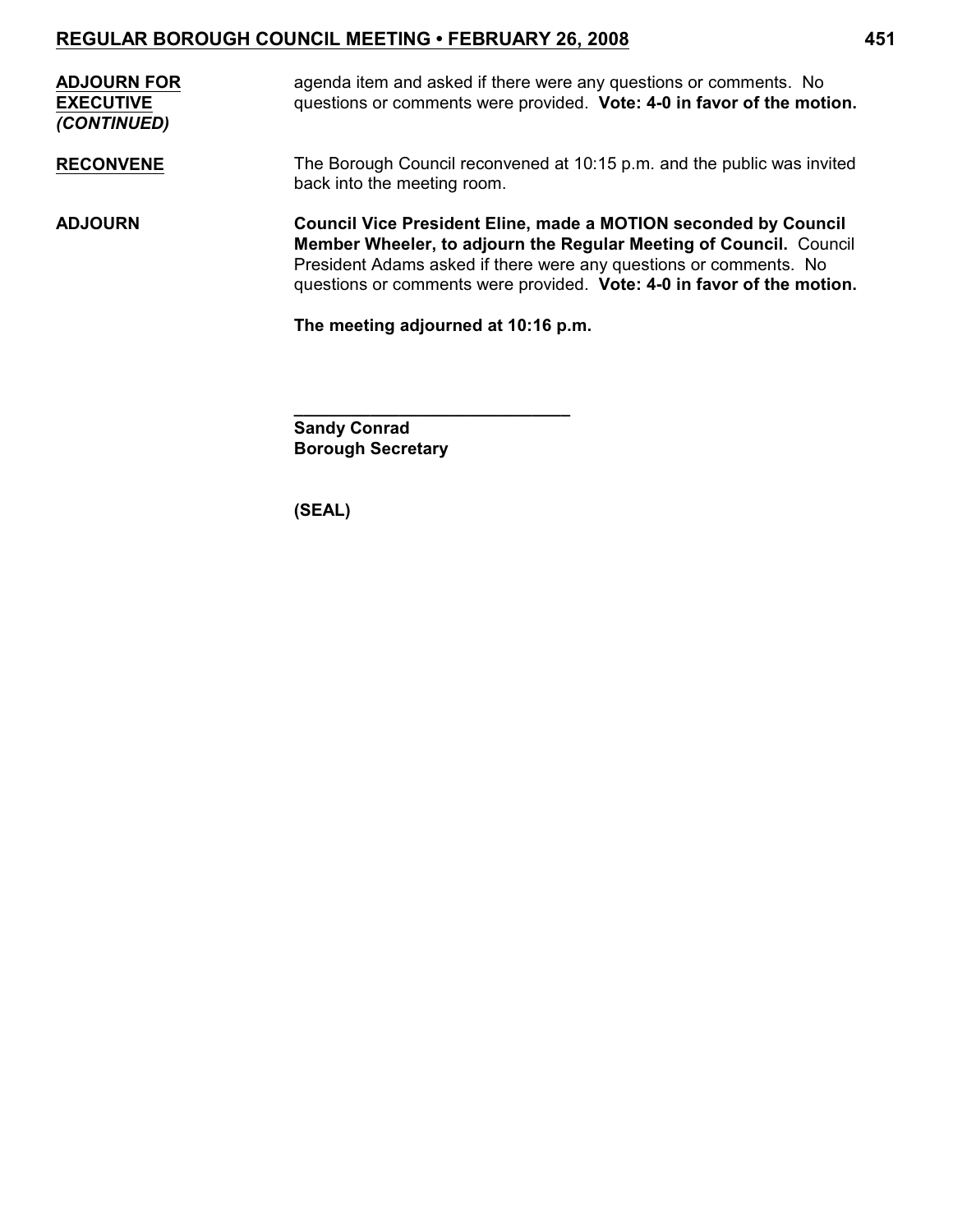**ADJOURN FOR EXECUTIVE *(CONTINUED)***

agenda item and asked if there were any questions or comments. No questions or comments were provided. **Vote: 4-0 in favor of the motion.**

**RECONVENE**

The Borough Council reconvened at 10:15 p.m. and the public was invited back into the meeting room.

**ADJOURN**

**Council Vice President Eline, made a MOTION seconded by Council Member Wheeler, to adjourn the Regular Meeting of Council.** Council President Adams asked if there were any questions or comments. No questions or comments were provided. **Vote: 4-0 in favor of the motion.**

**The meeting adjourned at 10:16 p.m.**

\_\_\_\_\_\_\_\_\_\_\_\_\_\_\_\_\_\_\_\_\_\_\_\_\_\_\_\_\_\_

**Sandy Conrad**
**Borough Secretary**

**(SEAL)**